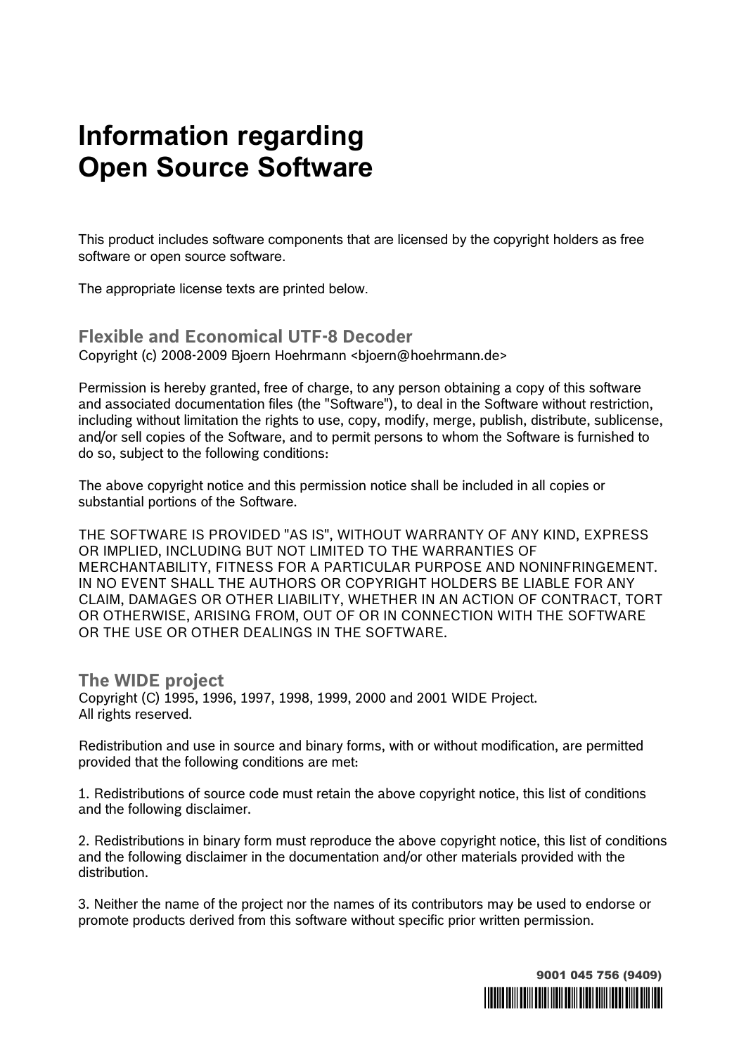# Information regarding Open Source Software

This product includes software components that are licensed by the copyright holders as free software or open source software.

The appropriate license texts are printed below.

## Flexible and Economical UTF-8 Decoder

Copyright (c) 2008-2009 Bjoern Hoehrmann <bjoern@hoehrmann.de>

Permission is hereby granted, free of charge, to any person obtaining a copy of this software and associated documentation files (the "Software"), to deal in the Software without restriction, including without limitation the rights to use, copy, modify, merge, publish, distribute, sublicense, and/or sell copies of the Software, and to permit persons to whom the Software is furnished to do so, subject to the following conditions:

The above copyright notice and this permission notice shall be included in all copies or substantial portions of the Software.

THE SOFTWARE IS PROVIDED "AS IS", WITHOUT WARRANTY OF ANY KIND, EXPRESS OR IMPLIED, INCLUDING BUT NOT LIMITED TO THE WARRANTIES OF MERCHANTABILITY, FITNESS FOR A PARTICULAR PURPOSE AND NONINFRINGEMENT. IN NO EVENT SHALL THE AUTHORS OR COPYRIGHT HOLDERS BE LIABLE FOR ANY CLAIM, DAMAGES OR OTHER LIABILITY, WHETHER IN AN ACTION OF CONTRACT, TORT OR OTHERWISE, ARISING FROM, OUT OF OR IN CONNECTION WITH THE SOFTWARE OR THE USE OR OTHER DEALINGS IN THE SOFTWARE.

## The WIDE project

Copyright (C) 1995, 1996, 1997, 1998, 1999, 2000 and 2001 WIDE Project.
All rights reserved.

Redistribution and use in source and binary forms, with or without modification, are permitted provided that the following conditions are met:

1. Redistributions of source code must retain the above copyright notice, this list of conditions and the following disclaimer.

2. Redistributions in binary form must reproduce the above copyright notice, this list of conditions and the following disclaimer in the documentation and/or other materials provided with the distribution.

3. Neither the name of the project nor the names of its contributors may be used to endorse or promote products derived from this software without specific prior written permission.

9001 045 756 (9409)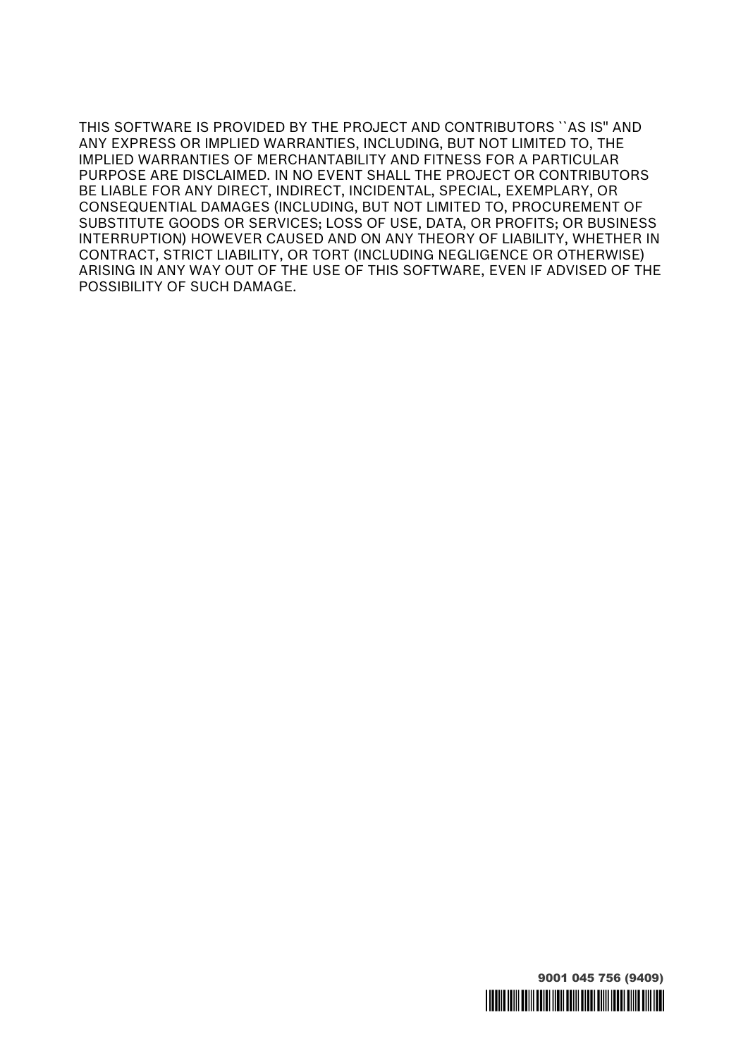THIS SOFTWARE IS PROVIDED BY THE PROJECT AND CONTRIBUTORS ``AS IS'' AND ANY EXPRESS OR IMPLIED WARRANTIES, INCLUDING, BUT NOT LIMITED TO, THE IMPLIED WARRANTIES OF MERCHANTABILITY AND FITNESS FOR A PARTICULAR PURPOSE ARE DISCLAIMED. IN NO EVENT SHALL THE PROJECT OR CONTRIBUTORS BE LIABLE FOR ANY DIRECT, INDIRECT, INCIDENTAL, SPECIAL, EXEMPLARY, OR CONSEQUENTIAL DAMAGES (INCLUDING, BUT NOT LIMITED TO, PROCUREMENT OF SUBSTITUTE GOODS OR SERVICES; LOSS OF USE, DATA, OR PROFITS; OR BUSINESS INTERRUPTION) HOWEVER CAUSED AND ON ANY THEORY OF LIABILITY, WHETHER IN CONTRACT, STRICT LIABILITY, OR TORT (INCLUDING NEGLIGENCE OR OTHERWISE) ARISING IN ANY WAY OUT OF THE USE OF THIS SOFTWARE, EVEN IF ADVISED OF THE POSSIBILITY OF SUCH DAMAGE.

**9001 045 756 (9409)**